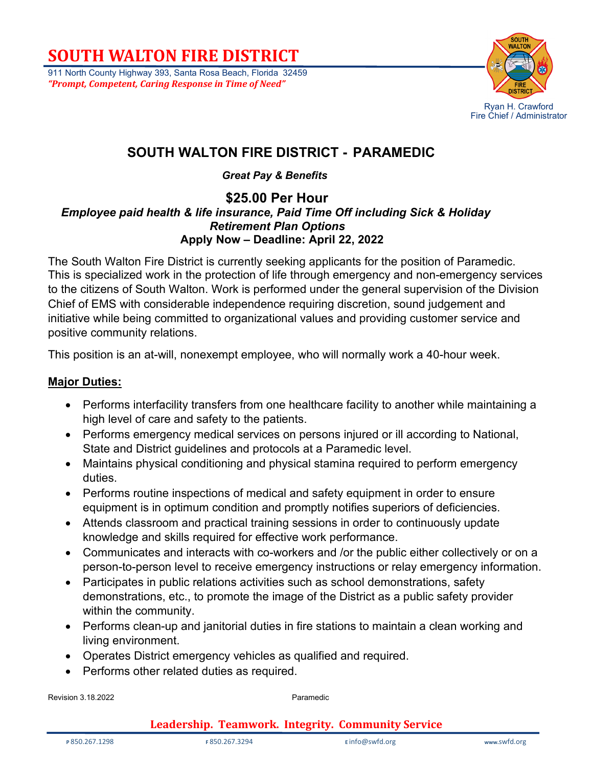# SOUTH WALTON FIRE DISTRICT

911 North County Highway 393, Santa Rosa Beach, Florida 32459
*"Prompt, Competent, Caring Response in Time of Need"*

Ryan H. Crawford
Fire Chief / Administrator

## SOUTH WALTON FIRE DISTRICT - PARAMEDIC

***Great Pay & Benefits***

**$25.00 Per Hour**
***Employee paid health & life insurance, Paid Time Off including Sick & Holiday***
***Retirement Plan Options***
**Apply Now – Deadline: April 22, 2022**

The South Walton Fire District is currently seeking applicants for the position of Paramedic. This is specialized work in the protection of life through emergency and non-emergency services to the citizens of South Walton. Work is performed under the general supervision of the Division Chief of EMS with considerable independence requiring discretion, sound judgement and initiative while being committed to organizational values and providing customer service and positive community relations.

This position is an at-will, nonexempt employee, who will normally work a 40-hour week.

**Major Duties:**

- Performs interfacility transfers from one healthcare facility to another while maintaining a high level of care and safety to the patients.
- Performs emergency medical services on persons injured or ill according to National, State and District guidelines and protocols at a Paramedic level.
- Maintains physical conditioning and physical stamina required to perform emergency duties.
- Performs routine inspections of medical and safety equipment in order to ensure equipment is in optimum condition and promptly notifies superiors of deficiencies.
- Attends classroom and practical training sessions in order to continuously update knowledge and skills required for effective work performance.
- Communicates and interacts with co-workers and /or the public either collectively or on a person-to-person level to receive emergency instructions or relay emergency information.
- Participates in public relations activities such as school demonstrations, safety demonstrations, etc., to promote the image of the District as a public safety provider within the community.
- Performs clean-up and janitorial duties in fire stations to maintain a clean working and living environment.
- Operates District emergency vehicles as qualified and required.
- Performs other related duties as required.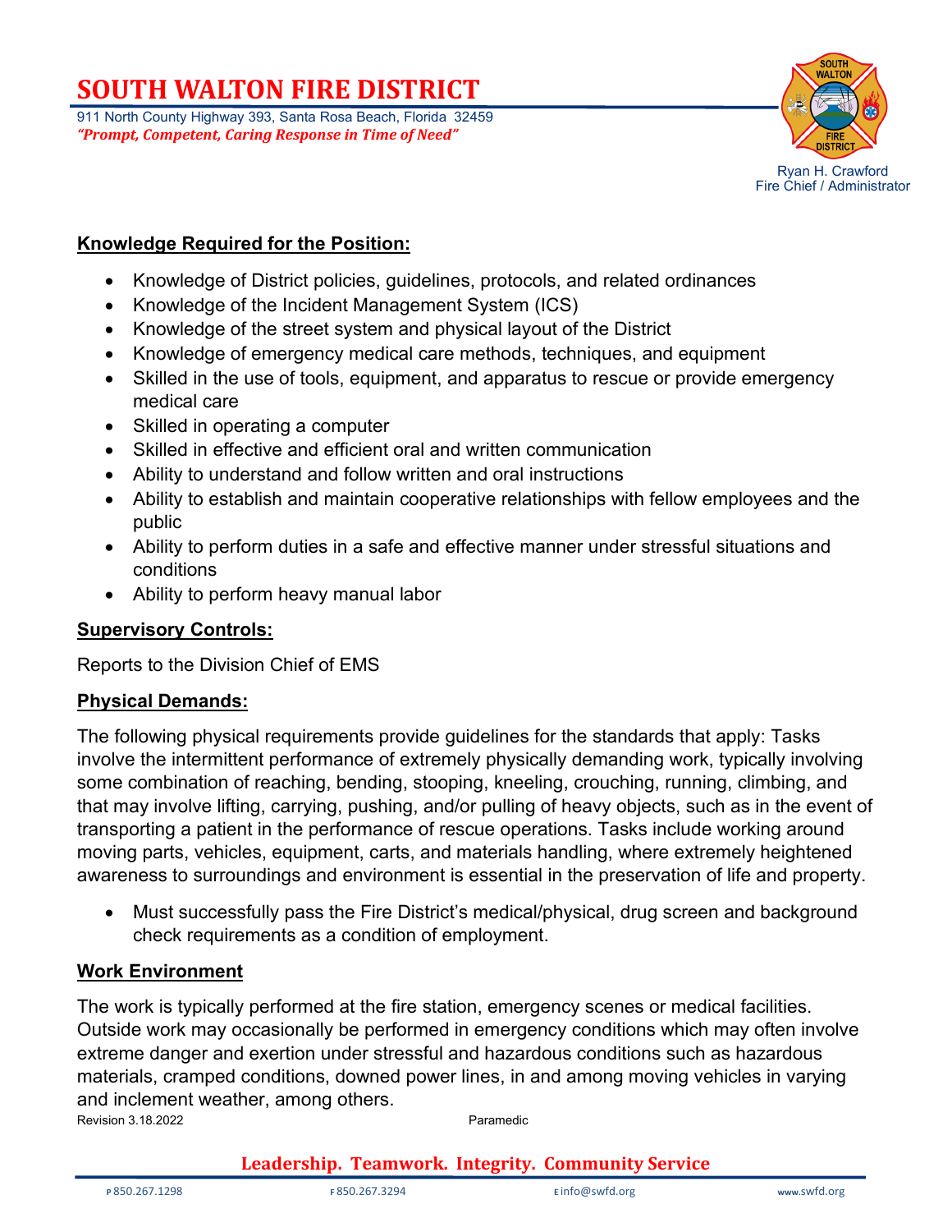## Knowledge Required for the Position:

- Knowledge of District policies, guidelines, protocols, and related ordinances
- Knowledge of the Incident Management System (ICS)
- Knowledge of the street system and physical layout of the District
- Knowledge of emergency medical care methods, techniques, and equipment
- Skilled in the use of tools, equipment, and apparatus to rescue or provide emergency medical care
- Skilled in operating a computer
- Skilled in effective and efficient oral and written communication
- Ability to understand and follow written and oral instructions
- Ability to establish and maintain cooperative relationships with fellow employees and the public
- Ability to perform duties in a safe and effective manner under stressful situations and conditions
- Ability to perform heavy manual labor

## Supervisory Controls:

Reports to the Division Chief of EMS

## Physical Demands:

The following physical requirements provide guidelines for the standards that apply: Tasks involve the intermittent performance of extremely physically demanding work, typically involving some combination of reaching, bending, stooping, kneeling, crouching, running, climbing, and that may involve lifting, carrying, pushing, and/or pulling of heavy objects, such as in the event of transporting a patient in the performance of rescue operations. Tasks include working around moving parts, vehicles, equipment, carts, and materials handling, where extremely heightened awareness to surroundings and environment is essential in the preservation of life and property.

- Must successfully pass the Fire District's medical/physical, drug screen and background check requirements as a condition of employment.

## Work Environment

The work is typically performed at the fire station, emergency scenes or medical facilities. Outside work may occasionally be performed in emergency conditions which may often involve extreme danger and exertion under stressful and hazardous conditions such as hazardous materials, cramped conditions, downed power lines, in and among moving vehicles in varying and inclement weather, among others.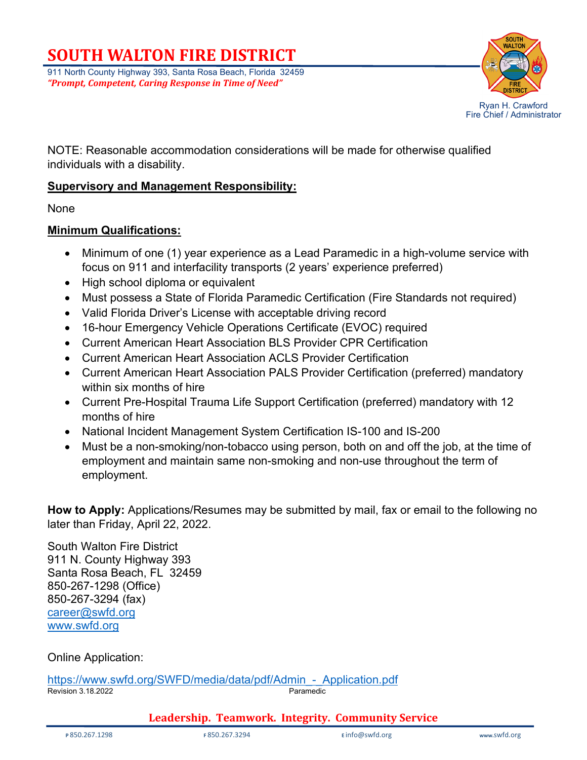NOTE: Reasonable accommodation considerations will be made for otherwise qualified individuals with a disability.

**Supervisory and Management Responsibility:**

None

**Minimum Qualifications:**

- Minimum of one (1) year experience as a Lead Paramedic in a high-volume service with focus on 911 and interfacility transports (2 years' experience preferred)
- High school diploma or equivalent
- Must possess a State of Florida Paramedic Certification (Fire Standards not required)
- Valid Florida Driver's License with acceptable driving record
- 16-hour Emergency Vehicle Operations Certificate (EVOC) required
- Current American Heart Association BLS Provider CPR Certification
- Current American Heart Association ACLS Provider Certification
- Current American Heart Association PALS Provider Certification (preferred) mandatory within six months of hire
- Current Pre-Hospital Trauma Life Support Certification (preferred) mandatory with 12 months of hire
- National Incident Management System Certification IS-100 and IS-200
- Must be a non-smoking/non-tobacco using person, both on and off the job, at the time of employment and maintain same non-smoking and non-use throughout the term of employment.

**How to Apply:** Applications/Resumes may be submitted by mail, fax or email to the following no later than Friday, April 22, 2022.

South Walton Fire District
911 N. County Highway 393
Santa Rosa Beach, FL 32459
850-267-1298 (Office)
850-267-3294 (fax)
career@swfd.org
www.swfd.org

Online Application:

https://www.swfd.org/SWFD/media/data/pdf/Admin_-_Application.pdf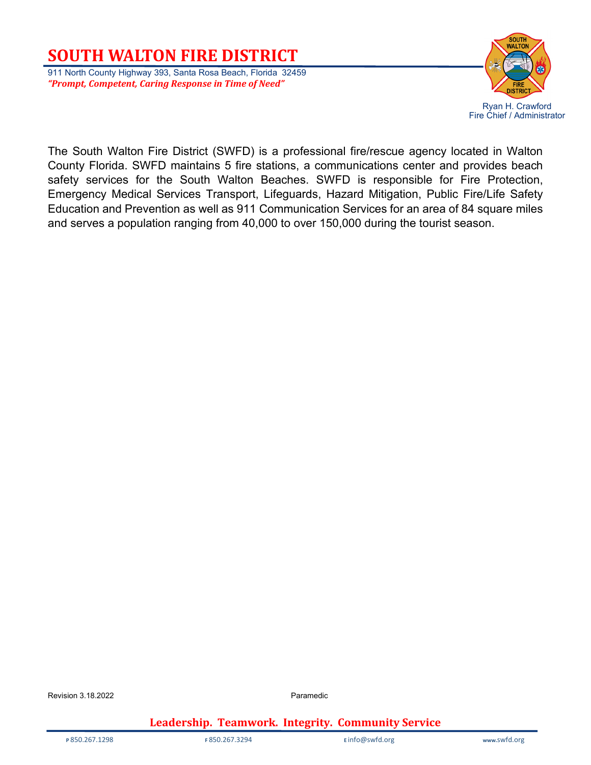# SOUTH WALTON FIRE DISTRICT

911 North County Highway 393, Santa Rosa Beach, Florida 32459

***"Prompt, Competent, Caring Response in Time of Need"***

Ryan H. Crawford
Fire Chief / Administrator

The South Walton Fire District (SWFD) is a professional fire/rescue agency located in Walton County Florida. SWFD maintains 5 fire stations, a communications center and provides beach safety services for the South Walton Beaches. SWFD is responsible for Fire Protection, Emergency Medical Services Transport, Lifeguards, Hazard Mitigation, Public Fire/Life Safety Education and Prevention as well as 911 Communication Services for an area of 84 square miles and serves a population ranging from 40,000 to over 150,000 during the tourist season.